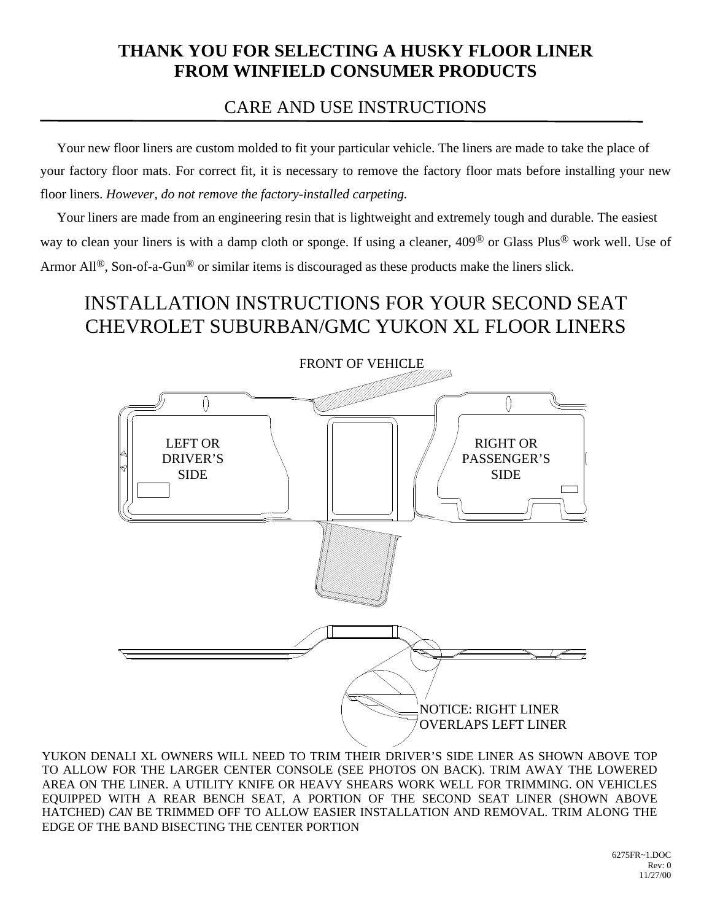# THANK YOU FOR SELECTING A HUSKY FLOOR LINER FROM WINFIELD CONSUMER PRODUCTS

## CARE AND USE INSTRUCTIONS

Your new floor liners are custom molded to fit your particular vehicle. The liners are made to take the place of your factory floor mats. For correct fit, it is necessary to remove the factory floor mats before installing your new floor liners. *However, do not remove the factory-installed carpeting.*

Your liners are made from an engineering resin that is lightweight and extremely tough and durable. The easiest way to clean your liners is with a damp cloth or sponge. If using a cleaner, 409® or Glass Plus® work well. Use of Armor All®, Son-of-a-Gun® or similar items is discouraged as these products make the liners slick.

## INSTALLATION INSTRUCTIONS FOR YOUR SECOND SEAT CHEVROLET SUBURBAN/GMC YUKON XL FLOOR LINERS

FRONT OF VEHICLE

LEFT OR DRIVER'S SIDE

RIGHT OR PASSENGER'S SIDE

NOTICE: RIGHT LINER OVERLAPS LEFT LINER

YUKON DENALI XL OWNERS WILL NEED TO TRIM THEIR DRIVER'S SIDE LINER AS SHOWN ABOVE TOP TO ALLOW FOR THE LARGER CENTER CONSOLE (SEE PHOTOS ON BACK). TRIM AWAY THE LOWERED AREA ON THE LINER. A UTILITY KNIFE OR HEAVY SHEARS WORK WELL FOR TRIMMING. ON VEHICLES EQUIPPED WITH A REAR BENCH SEAT, A PORTION OF THE SECOND SEAT LINER (SHOWN ABOVE HATCHED) *CAN* BE TRIMMED OFF TO ALLOW EASIER INSTALLATION AND REMOVAL. TRIM ALONG THE EDGE OF THE BAND BISECTING THE CENTER PORTION

6275FR~1.DOC
Rev: 0
11/27/00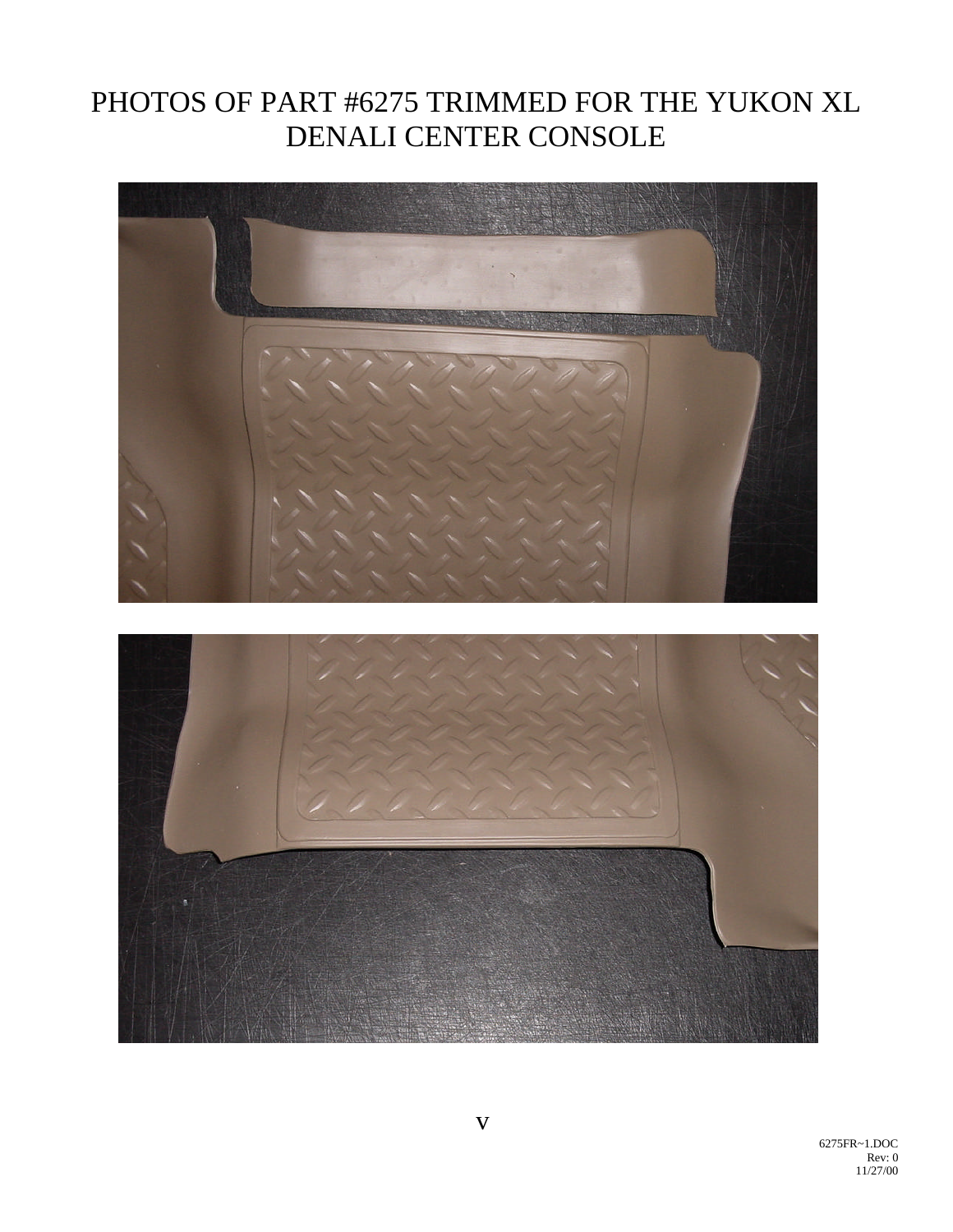# PHOTOS OF PART #6275 TRIMMED FOR THE YUKON XL DENALI CENTER CONSOLE

V

6275FR~1.DOC
Rev: 0
11/27/00